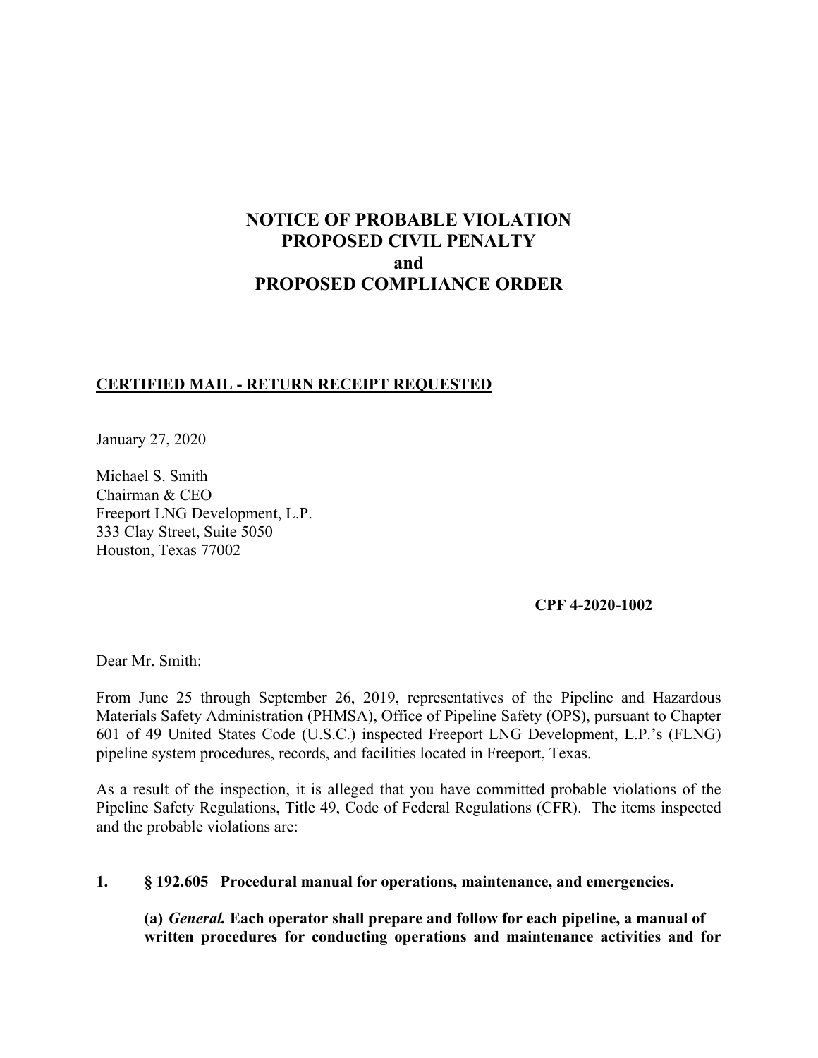# NOTICE OF PROBABLE VIOLATION
# PROPOSED CIVIL PENALTY
# and
# PROPOSED COMPLIANCE ORDER

**CERTIFIED MAIL - RETURN RECEIPT REQUESTED**

January 27, 2020

Michael S. Smith
Chairman & CEO
Freeport LNG Development, L.P.
333 Clay Street, Suite 5050
Houston, Texas 77002

**CPF 4-2020-1002**

Dear Mr. Smith:

From June 25 through September 26, 2019, representatives of the Pipeline and Hazardous Materials Safety Administration (PHMSA), Office of Pipeline Safety (OPS), pursuant to Chapter 601 of 49 United States Code (U.S.C.) inspected Freeport LNG Development, L.P.'s (FLNG) pipeline system procedures, records, and facilities located in Freeport, Texas.

As a result of the inspection, it is alleged that you have committed probable violations of the Pipeline Safety Regulations, Title 49, Code of Federal Regulations (CFR). The items inspected and the probable violations are:

**1. § 192.605 Procedural manual for operations, maintenance, and emergencies.**

**(a) *General.* Each operator shall prepare and follow for each pipeline, a manual of written procedures for conducting operations and maintenance activities and for**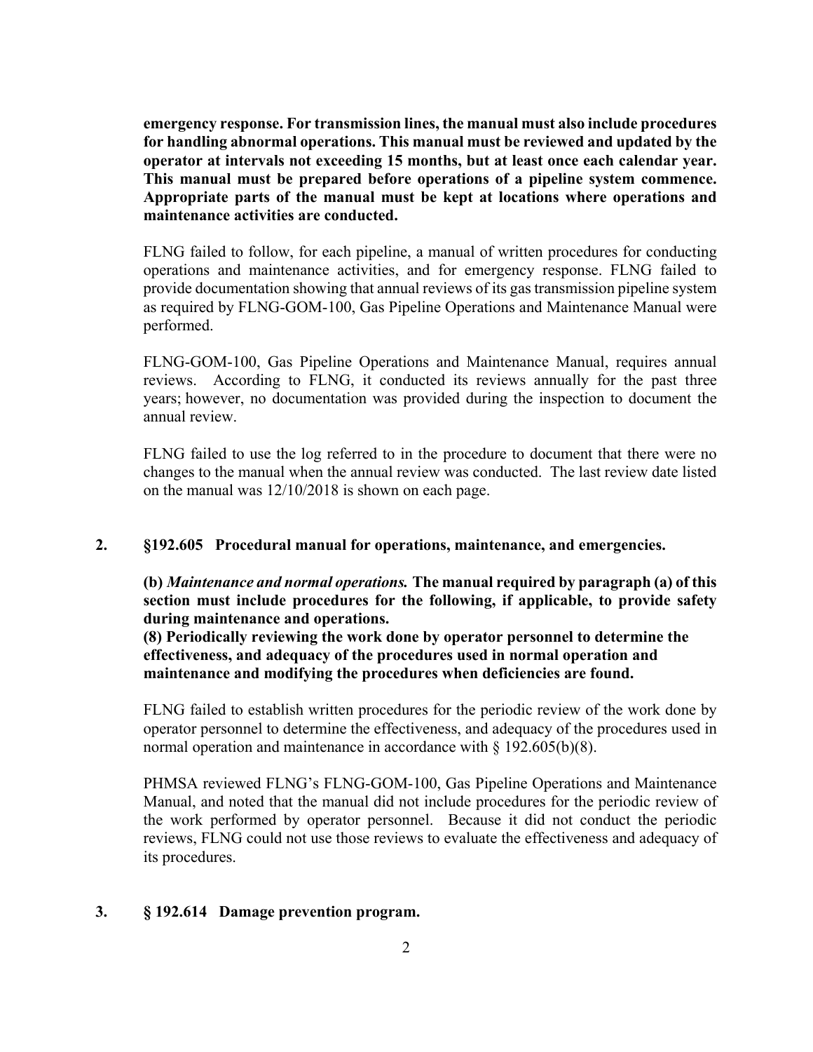**emergency response. For transmission lines, the manual must also include procedures for handling abnormal operations. This manual must be reviewed and updated by the operator at intervals not exceeding 15 months, but at least once each calendar year. This manual must be prepared before operations of a pipeline system commence. Appropriate parts of the manual must be kept at locations where operations and maintenance activities are conducted.**

FLNG failed to follow, for each pipeline, a manual of written procedures for conducting operations and maintenance activities, and for emergency response. FLNG failed to provide documentation showing that annual reviews of its gas transmission pipeline system as required by FLNG-GOM-100, Gas Pipeline Operations and Maintenance Manual were performed.

FLNG-GOM-100, Gas Pipeline Operations and Maintenance Manual, requires annual reviews. According to FLNG, it conducted its reviews annually for the past three years; however, no documentation was provided during the inspection to document the annual review.

FLNG failed to use the log referred to in the procedure to document that there were no changes to the manual when the annual review was conducted. The last review date listed on the manual was 12/10/2018 is shown on each page.

**2. §192.605 Procedural manual for operations, maintenance, and emergencies.**

**(b)** ***Maintenance and normal operations.*** **The manual required by paragraph (a) of this section must include procedures for the following, if applicable, to provide safety during maintenance and operations.**
**(8) Periodically reviewing the work done by operator personnel to determine the effectiveness, and adequacy of the procedures used in normal operation and maintenance and modifying the procedures when deficiencies are found.**

FLNG failed to establish written procedures for the periodic review of the work done by operator personnel to determine the effectiveness, and adequacy of the procedures used in normal operation and maintenance in accordance with § 192.605(b)(8).

PHMSA reviewed FLNG's FLNG-GOM-100, Gas Pipeline Operations and Maintenance Manual, and noted that the manual did not include procedures for the periodic review of the work performed by operator personnel. Because it did not conduct the periodic reviews, FLNG could not use those reviews to evaluate the effectiveness and adequacy of its procedures.

**3. § 192.614 Damage prevention program.**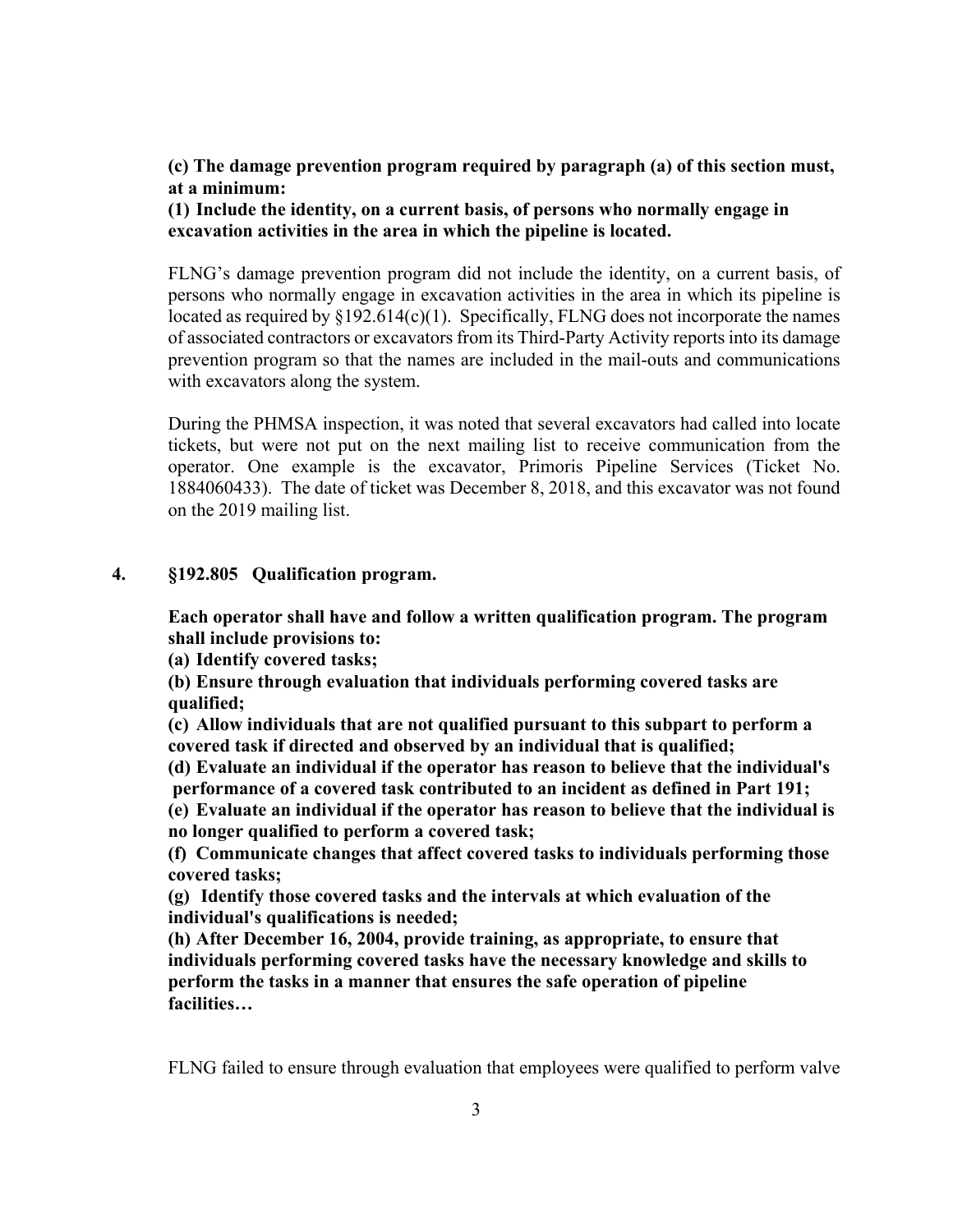**(c) The damage prevention program required by paragraph (a) of this section must, at a minimum:**
**(1) Include the identity, on a current basis, of persons who normally engage in excavation activities in the area in which the pipeline is located.**

FLNG's damage prevention program did not include the identity, on a current basis, of persons who normally engage in excavation activities in the area in which its pipeline is located as required by §192.614(c)(1). Specifically, FLNG does not incorporate the names of associated contractors or excavators from its Third-Party Activity reports into its damage prevention program so that the names are included in the mail-outs and communications with excavators along the system.

During the PHMSA inspection, it was noted that several excavators had called into locate tickets, but were not put on the next mailing list to receive communication from the operator. One example is the excavator, Primoris Pipeline Services (Ticket No. 1884060433). The date of ticket was December 8, 2018, and this excavator was not found on the 2019 mailing list.

**4. §192.805 Qualification program.**

**Each operator shall have and follow a written qualification program. The program shall include provisions to:**
**(a) Identify covered tasks;**
**(b) Ensure through evaluation that individuals performing covered tasks are qualified;**
**(c) Allow individuals that are not qualified pursuant to this subpart to perform a covered task if directed and observed by an individual that is qualified;**
**(d) Evaluate an individual if the operator has reason to believe that the individual's performance of a covered task contributed to an incident as defined in Part 191;**
**(e) Evaluate an individual if the operator has reason to believe that the individual is no longer qualified to perform a covered task;**
**(f) Communicate changes that affect covered tasks to individuals performing those covered tasks;**
**(g) Identify those covered tasks and the intervals at which evaluation of the individual's qualifications is needed;**
**(h) After December 16, 2004, provide training, as appropriate, to ensure that individuals performing covered tasks have the necessary knowledge and skills to perform the tasks in a manner that ensures the safe operation of pipeline facilities…**

FLNG failed to ensure through evaluation that employees were qualified to perform valve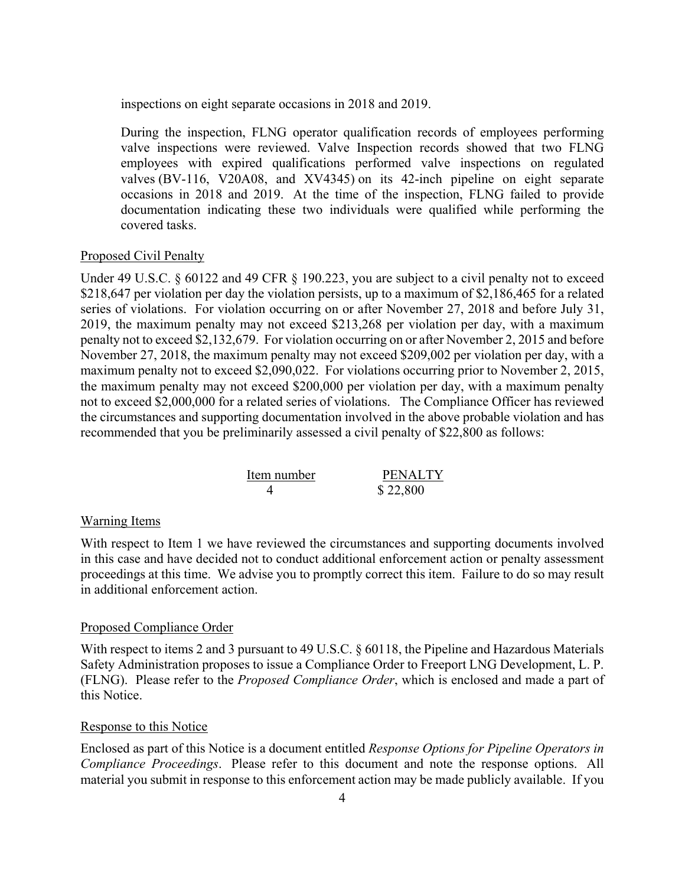inspections on eight separate occasions in 2018 and 2019.

During the inspection, FLNG operator qualification records of employees performing valve inspections were reviewed. Valve Inspection records showed that two FLNG employees with expired qualifications performed valve inspections on regulated valves (BV-116, V20A08, and XV4345) on its 42-inch pipeline on eight separate occasions in 2018 and 2019. At the time of the inspection, FLNG failed to provide documentation indicating these two individuals were qualified while performing the covered tasks.

Proposed Civil Penalty

Under 49 U.S.C. § 60122 and 49 CFR § 190.223, you are subject to a civil penalty not to exceed $218,647 per violation per day the violation persists, up to a maximum of $2,186,465 for a related series of violations. For violation occurring on or after November 27, 2018 and before July 31, 2019, the maximum penalty may not exceed $213,268 per violation per day, with a maximum penalty not to exceed $2,132,679. For violation occurring on or after November 2, 2015 and before November 27, 2018, the maximum penalty may not exceed $209,002 per violation per day, with a maximum penalty not to exceed $2,090,022. For violations occurring prior to November 2, 2015, the maximum penalty may not exceed $200,000 per violation per day, with a maximum penalty not to exceed $2,000,000 for a related series of violations. The Compliance Officer has reviewed the circumstances and supporting documentation involved in the above probable violation and has recommended that you be preliminarily assessed a civil penalty of $22,800 as follows:

| Item number | PENALTY |
|---|---|
| 4 | $ 22,800 |

Warning Items

With respect to Item 1 we have reviewed the circumstances and supporting documents involved in this case and have decided not to conduct additional enforcement action or penalty assessment proceedings at this time. We advise you to promptly correct this item. Failure to do so may result in additional enforcement action.

Proposed Compliance Order

With respect to items 2 and 3 pursuant to 49 U.S.C. § 60118, the Pipeline and Hazardous Materials Safety Administration proposes to issue a Compliance Order to Freeport LNG Development, L. P. (FLNG). Please refer to the *Proposed Compliance Order*, which is enclosed and made a part of this Notice.

Response to this Notice

Enclosed as part of this Notice is a document entitled *Response Options for Pipeline Operators in Compliance Proceedings*. Please refer to this document and note the response options. All material you submit in response to this enforcement action may be made publicly available. If you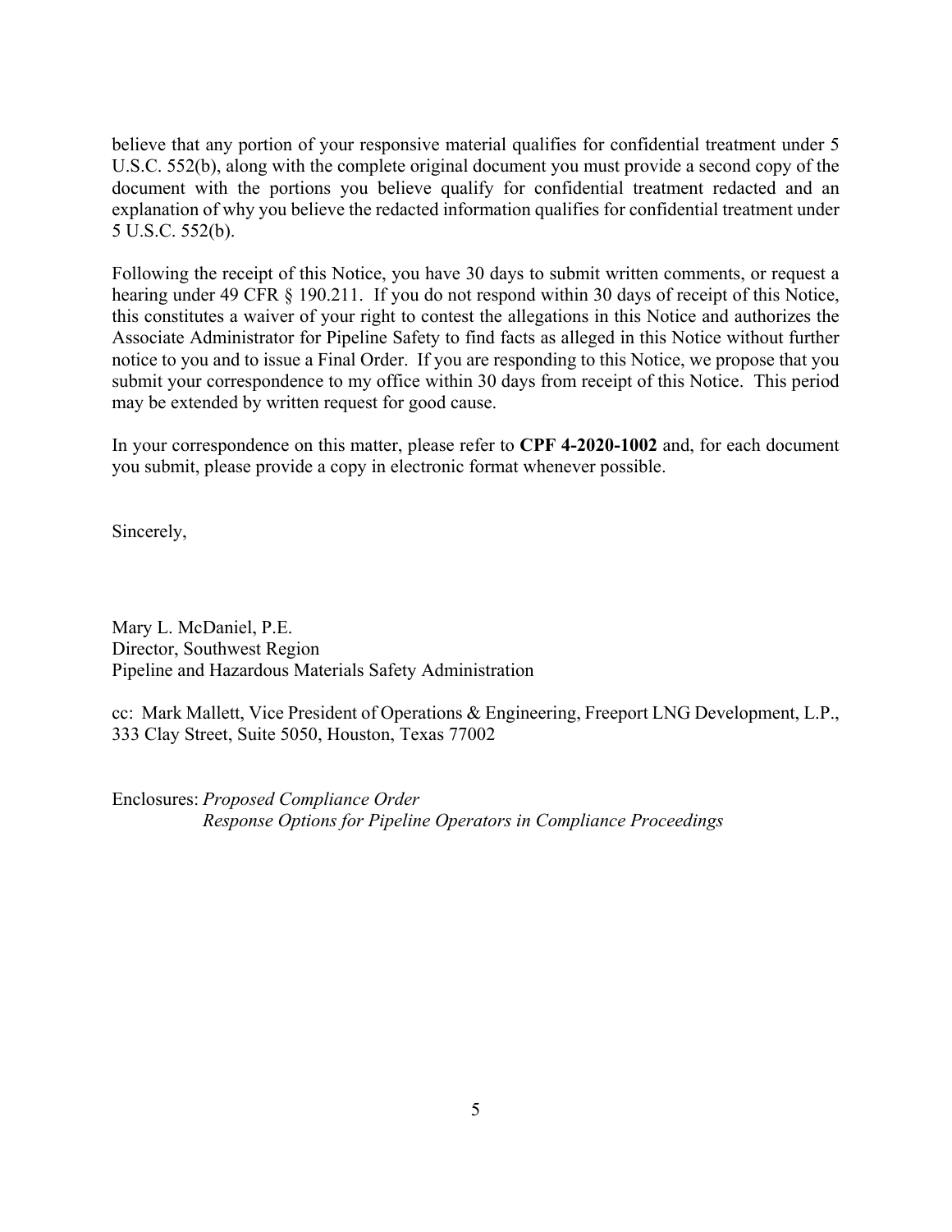believe that any portion of your responsive material qualifies for confidential treatment under 5 U.S.C. 552(b), along with the complete original document you must provide a second copy of the document with the portions you believe qualify for confidential treatment redacted and an explanation of why you believe the redacted information qualifies for confidential treatment under 5 U.S.C. 552(b).

Following the receipt of this Notice, you have 30 days to submit written comments, or request a hearing under 49 CFR § 190.211. If you do not respond within 30 days of receipt of this Notice, this constitutes a waiver of your right to contest the allegations in this Notice and authorizes the Associate Administrator for Pipeline Safety to find facts as alleged in this Notice without further notice to you and to issue a Final Order. If you are responding to this Notice, we propose that you submit your correspondence to my office within 30 days from receipt of this Notice. This period may be extended by written request for good cause.

In your correspondence on this matter, please refer to **CPF 4-2020-1002** and, for each document you submit, please provide a copy in electronic format whenever possible.

Sincerely,

Mary L. McDaniel, P.E.
Director, Southwest Region
Pipeline and Hazardous Materials Safety Administration

cc: Mark Mallett, Vice President of Operations & Engineering, Freeport LNG Development, L.P., 333 Clay Street, Suite 5050, Houston, Texas 77002

Enclosures: *Proposed Compliance Order*
*Response Options for Pipeline Operators in Compliance Proceedings*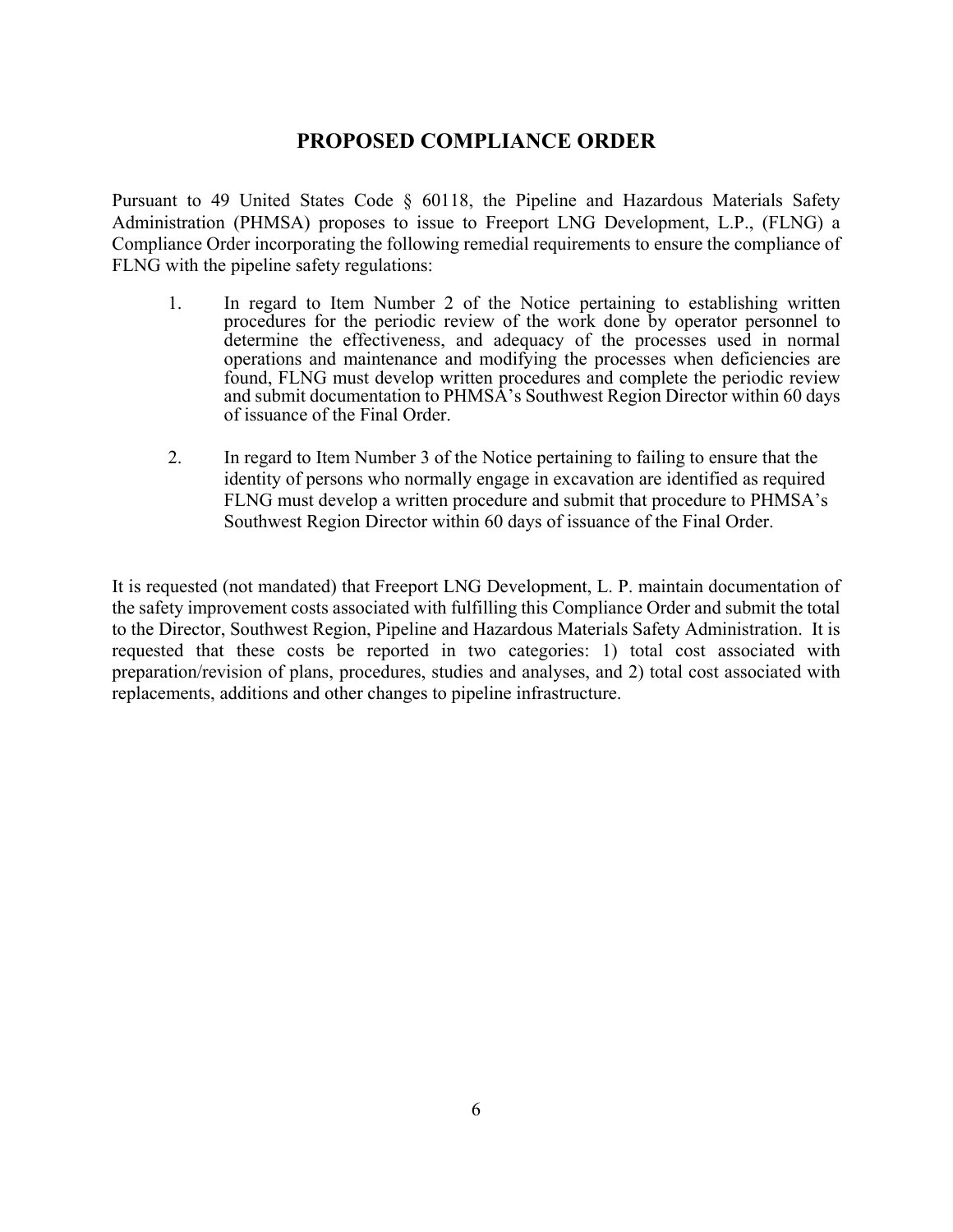# PROPOSED COMPLIANCE ORDER

Pursuant to 49 United States Code § 60118, the Pipeline and Hazardous Materials Safety Administration (PHMSA) proposes to issue to Freeport LNG Development, L.P., (FLNG) a Compliance Order incorporating the following remedial requirements to ensure the compliance of FLNG with the pipeline safety regulations:

1. In regard to Item Number 2 of the Notice pertaining to establishing written procedures for the periodic review of the work done by operator personnel to determine the effectiveness, and adequacy of the processes used in normal operations and maintenance and modifying the processes when deficiencies are found, FLNG must develop written procedures and complete the periodic review and submit documentation to PHMSA's Southwest Region Director within 60 days of issuance of the Final Order.

2. In regard to Item Number 3 of the Notice pertaining to failing to ensure that the identity of persons who normally engage in excavation are identified as required FLNG must develop a written procedure and submit that procedure to PHMSA's Southwest Region Director within 60 days of issuance of the Final Order.

It is requested (not mandated) that Freeport LNG Development, L. P. maintain documentation of the safety improvement costs associated with fulfilling this Compliance Order and submit the total to the Director, Southwest Region, Pipeline and Hazardous Materials Safety Administration. It is requested that these costs be reported in two categories: 1) total cost associated with preparation/revision of plans, procedures, studies and analyses, and 2) total cost associated with replacements, additions and other changes to pipeline infrastructure.